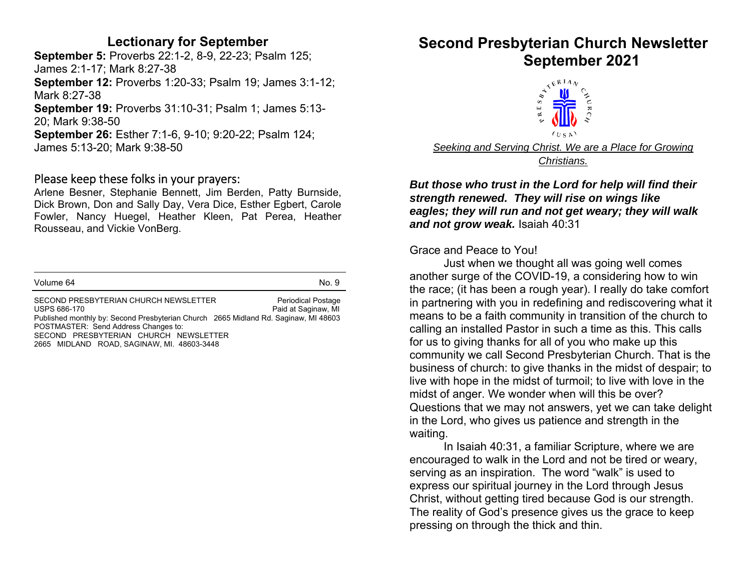## Lectionary for September

**September 5:** Proverbs 22:1-2, 8-9, 22-23; Psalm 125; James 2:1-17; Mark 8:27-38
**September 12:** Proverbs 1:20-33; Psalm 19; James 3:1-12; Mark 8:27-38
**September 19:** Proverbs 31:10-31; Psalm 1; James 5:13-20; Mark 9:38-50
**September 26:** Esther 7:1-6, 9-10; 9:20-22; Psalm 124; James 5:13-20; Mark 9:38-50

### Please keep these folks in your prayers:

Arlene Besner, Stephanie Bennett, Jim Berden, Patty Burnside, Dick Brown, Don and Sally Day, Vera Dice, Esther Egbert, Carole Fowler, Nancy Huegel, Heather Kleen, Pat Perea, Heather Rousseau, and Vickie VonBerg.

---

Volume 64 No. 9

---

SECOND PRESBYTERIAN CHURCH NEWSLETTER Periodical Postage
USPS 686-170 Paid at Saginaw, MI
Published monthly by: Second Presbyterian Church 2665 Midland Rd. Saginaw, MI 48603
POSTMASTER: Send Address Changes to:
SECOND PRESBYTERIAN CHURCH NEWSLETTER
2665 MIDLAND ROAD, SAGINAW, MI. 48603-3448

# Second Presbyterian Church Newsletter September 2021

PRESBYTERIAN CHURCH (USA)

*Seeking and Serving Christ. We are a Place for Growing Christians.*

***But those who trust in the Lord for help will find their strength renewed. They will rise on wings like eagles; they will run and not get weary; they will walk and not grow weak.*** Isaiah 40:31

Grace and Peace to You!

Just when we thought all was going well comes another surge of the COVID-19, a considering how to win the race; (it has been a rough year). I really do take comfort in partnering with you in redefining and rediscovering what it means to be a faith community in transition of the church to calling an installed Pastor in such a time as this. This calls for us to giving thanks for all of you who make up this community we call Second Presbyterian Church. That is the business of church: to give thanks in the midst of despair; to live with hope in the midst of turmoil; to live with love in the midst of anger. We wonder when will this be over? Questions that we may not answers, yet we can take delight in the Lord, who gives us patience and strength in the waiting.

In Isaiah 40:31, a familiar Scripture, where we are encouraged to walk in the Lord and not be tired or weary, serving as an inspiration. The word “walk” is used to express our spiritual journey in the Lord through Jesus Christ, without getting tired because God is our strength. The reality of God’s presence gives us the grace to keep pressing on through the thick and thin.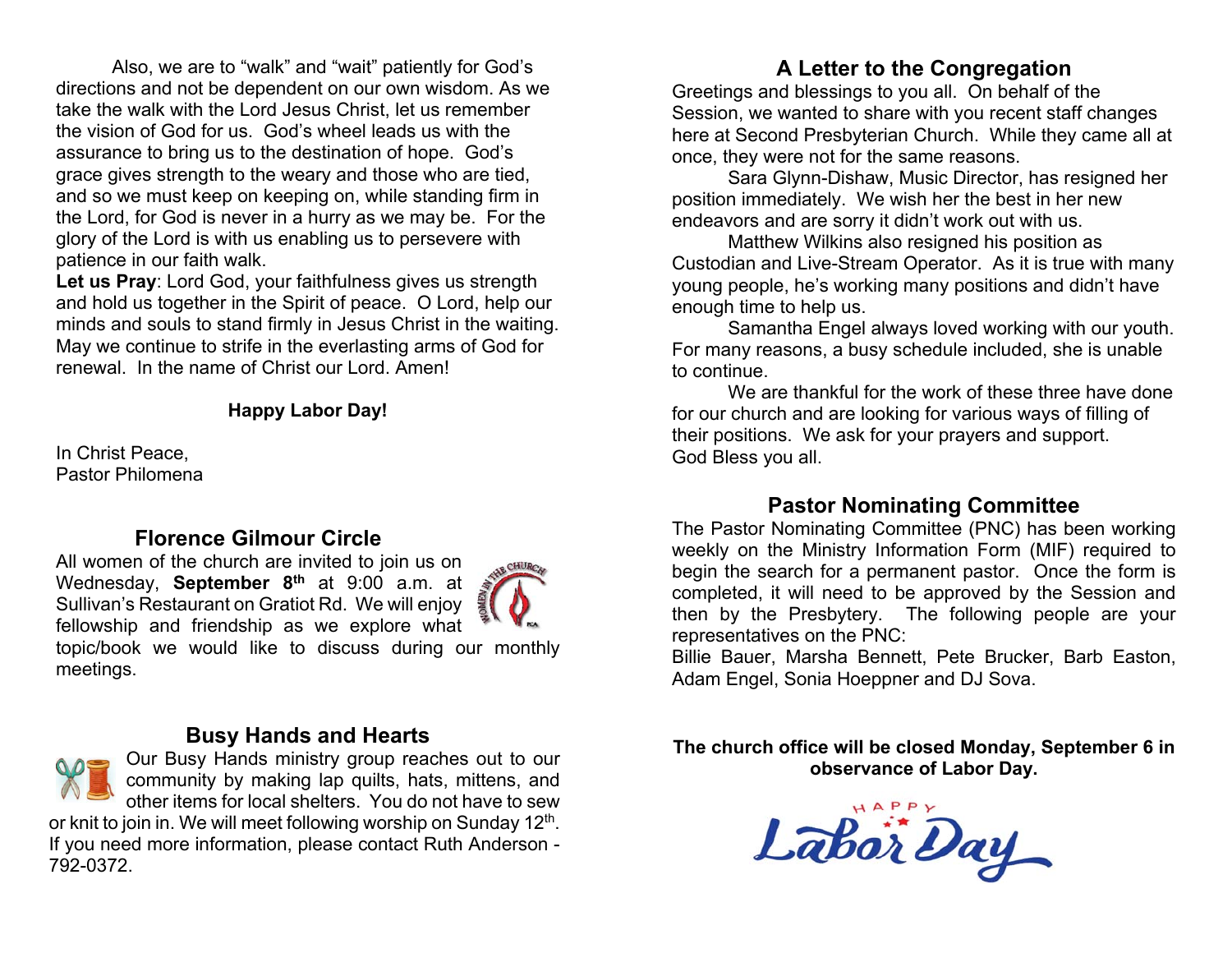Also, we are to "walk" and "wait" patiently for God's directions and not be dependent on our own wisdom. As we take the walk with the Lord Jesus Christ, let us remember the vision of God for us. God's wheel leads us with the assurance to bring us to the destination of hope. God's grace gives strength to the weary and those who are tied, and so we must keep on keeping on, while standing firm in the Lord, for God is never in a hurry as we may be. For the glory of the Lord is with us enabling us to persevere with patience in our faith walk.

**Let us Pray**: Lord God, your faithfulness gives us strength and hold us together in the Spirit of peace. O Lord, help our minds and souls to stand firmly in Jesus Christ in the waiting. May we continue to strife in the everlasting arms of God for renewal. In the name of Christ our Lord. Amen!

**Happy Labor Day!**

In Christ Peace,
Pastor Philomena

## Florence Gilmour Circle

All women of the church are invited to join us on Wednesday, **September 8th** at 9:00 a.m. at Sullivan's Restaurant on Gratiot Rd. We will enjoy fellowship and friendship as we explore what topic/book we would like to discuss during our monthly meetings.

## Busy Hands and Hearts

Our Busy Hands ministry group reaches out to our community by making lap quilts, hats, mittens, and other items for local shelters. You do not have to sew or knit to join in. We will meet following worship on Sunday 12th. If you need more information, please contact Ruth Anderson - 792-0372.

## A Letter to the Congregation

Greetings and blessings to you all. On behalf of the Session, we wanted to share with you recent staff changes here at Second Presbyterian Church. While they came all at once, they were not for the same reasons.

Sara Glynn-Dishaw, Music Director, has resigned her position immediately. We wish her the best in her new endeavors and are sorry it didn't work out with us.

Matthew Wilkins also resigned his position as Custodian and Live-Stream Operator. As it is true with many young people, he's working many positions and didn't have enough time to help us.

Samantha Engel always loved working with our youth. For many reasons, a busy schedule included, she is unable to continue.

We are thankful for the work of these three have done for our church and are looking for various ways of filling of their positions. We ask for your prayers and support.
God Bless you all.

## Pastor Nominating Committee

The Pastor Nominating Committee (PNC) has been working weekly on the Ministry Information Form (MIF) required to begin the search for a permanent pastor. Once the form is completed, it will need to be approved by the Session and then by the Presbytery. The following people are your representatives on the PNC:
Billie Bauer, Marsha Bennett, Pete Brucker, Barb Easton, Adam Engel, Sonia Hoeppner and DJ Sova.

**The church office will be closed Monday, September 6 in observance of Labor Day.**

HAPPY Labor Day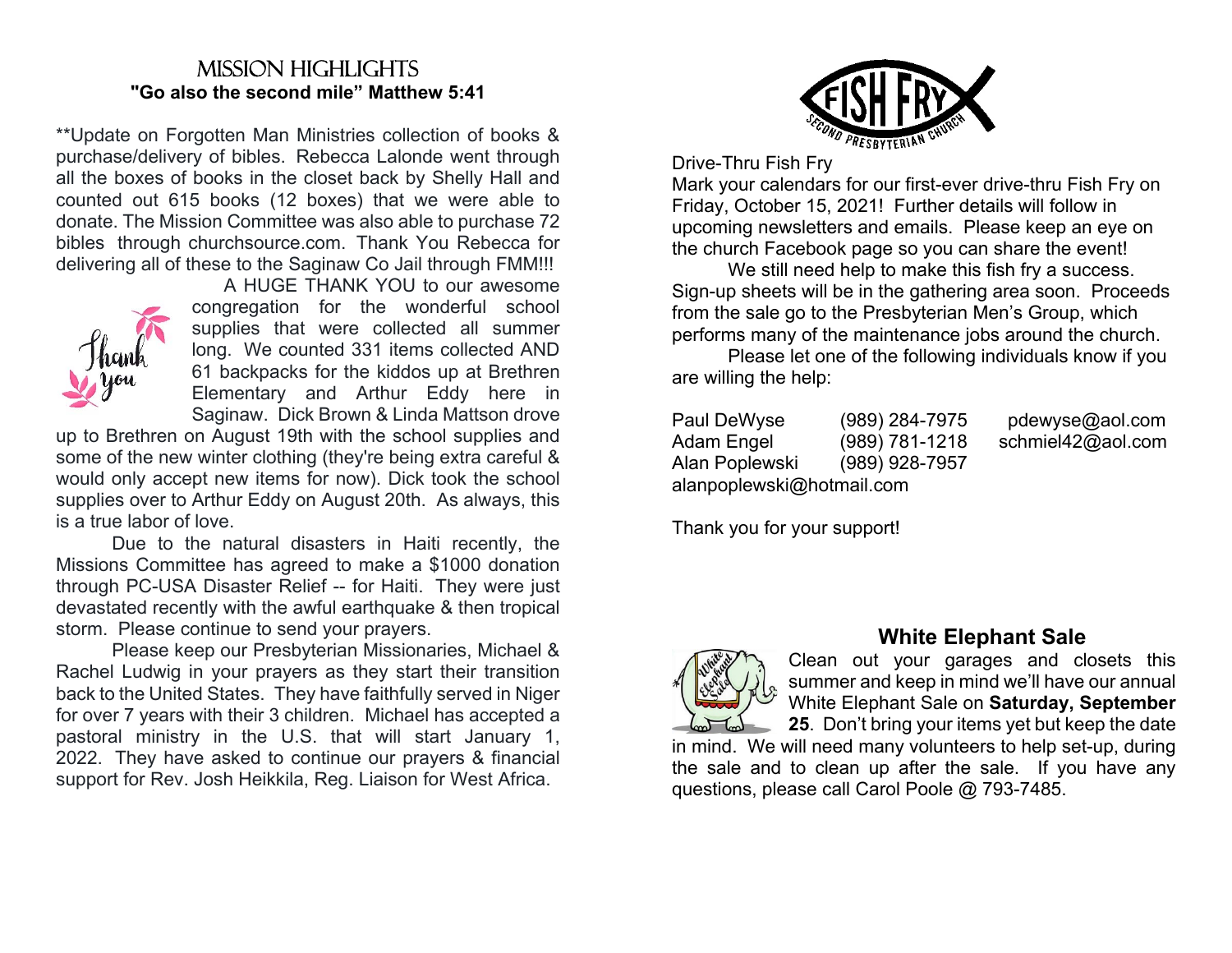## MISSION HIGHLIGHTS

**"Go also the second mile" Matthew 5:41**

**Update on Forgotten Man Ministries collection of books & purchase/delivery of bibles. Rebecca Lalonde went through all the boxes of books in the closet back by Shelly Hall and counted out 615 books (12 boxes) that we were able to donate. The Mission Committee was also able to purchase 72 bibles through churchsource.com. Thank You Rebecca for delivering all of these to the Saginaw Co Jail through FMM!!!

A HUGE THANK YOU to our awesome congregation for the wonderful school supplies that were collected all summer long. We counted 331 items collected AND 61 backpacks for the kiddos up at Brethren Elementary and Arthur Eddy here in Saginaw. Dick Brown & Linda Mattson drove up to Brethren on August 19th with the school supplies and some of the new winter clothing (they're being extra careful & would only accept new items for now). Dick took the school supplies over to Arthur Eddy on August 20th. As always, this is a true labor of love.

Due to the natural disasters in Haiti recently, the Missions Committee has agreed to make a $1000 donation through PC-USA Disaster Relief -- for Haiti. They were just devastated recently with the awful earthquake & then tropical storm. Please continue to send your prayers.

Please keep our Presbyterian Missionaries, Michael & Rachel Ludwig in your prayers as they start their transition back to the United States. They have faithfully served in Niger for over 7 years with their 3 children. Michael has accepted a pastoral ministry in the U.S. that will start January 1, 2022. They have asked to continue our prayers & financial support for Rev. Josh Heikkila, Reg. Liaison for West Africa.

## FISH FRY
SECOND PRESBYTERIAN CHURCH

Drive-Thru Fish Fry

Mark your calendars for our first-ever drive-thru Fish Fry on Friday, October 15, 2021! Further details will follow in upcoming newsletters and emails. Please keep an eye on the church Facebook page so you can share the event!

We still need help to make this fish fry a success. Sign-up sheets will be in the gathering area soon. Proceeds from the sale go to the Presbyterian Men's Group, which performs many of the maintenance jobs around the church.

Please let one of the following individuals know if you are willing the help:

Paul DeWyse (989) 284-7975 pdewyse@aol.com
Adam Engel (989) 781-1218 schmiel42@aol.com
Alan Poplewski (989) 928-7957 alanpoplewski@hotmail.com

Thank you for your support!

## White Elephant Sale

Clean out your garages and closets this summer and keep in mind we'll have our annual White Elephant Sale on **Saturday, September 25**. Don't bring your items yet but keep the date in mind. We will need many volunteers to help set-up, during the sale and to clean up after the sale. If you have any questions, please call Carol Poole @ 793-7485.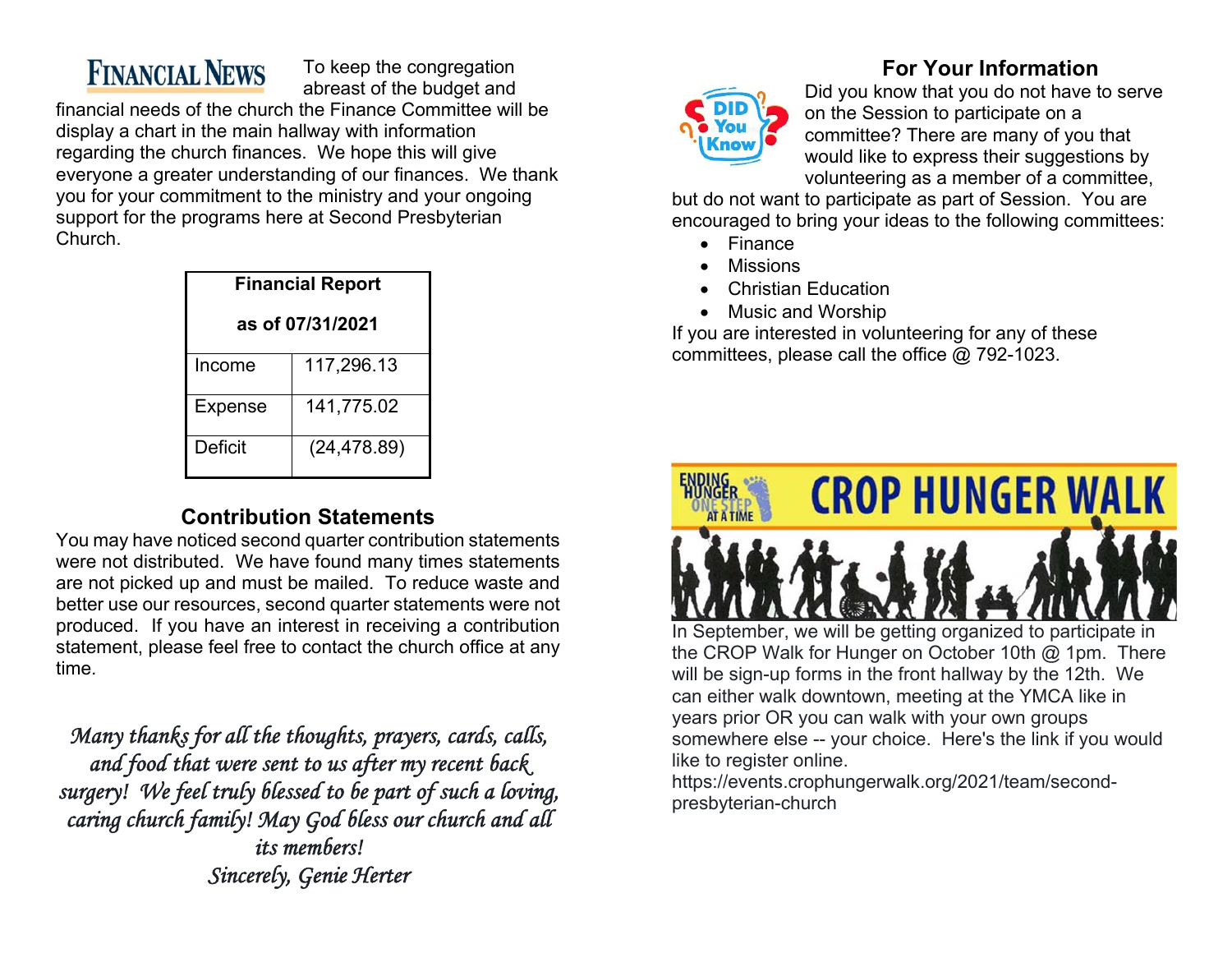## FINANCIAL NEWS

To keep the congregation abreast of the budget and financial needs of the church the Finance Committee will be display a chart in the main hallway with information regarding the church finances. We hope this will give everyone a greater understanding of our finances. We thank you for your commitment to the ministry and your ongoing support for the programs here at Second Presbyterian Church.

| Financial Report as of 07/31/2021 | |
|---|---|
| Income | 117,296.13 |
| Expense | 141,775.02 |
| Deficit | (24,478.89) |

## Contribution Statements

You may have noticed second quarter contribution statements were not distributed. We have found many times statements are not picked up and must be mailed. To reduce waste and better use our resources, second quarter statements were not produced. If you have an interest in receiving a contribution statement, please feel free to contact the church office at any time.

*Many thanks for all the thoughts, prayers, cards, calls, and food that were sent to us after my recent back surgery! We feel truly blessed to be part of such a loving, caring church family! May God bless our church and all its members!*

*Sincerely, Genie Herter*

## For Your Information

DID You Know?

Did you know that you do not have to serve on the Session to participate on a committee? There are many of you that would like to express their suggestions by volunteering as a member of a committee, but do not want to participate as part of Session. You are encouraged to bring your ideas to the following committees:

- Finance
- Missions
- Christian Education
- Music and Worship

If you are interested in volunteering for any of these committees, please call the office @ 792-1023.

## CROP HUNGER WALK

ENDING HUNGER ONE STEP AT A TIME

In September, we will be getting organized to participate in the CROP Walk for Hunger on October 10th @ 1pm. There will be sign-up forms in the front hallway by the 12th. We can either walk downtown, meeting at the YMCA like in years prior OR you can walk with your own groups somewhere else -- your choice. Here's the link if you would like to register online. https://events.crophungerwalk.org/2021/team/second-presbyterian-church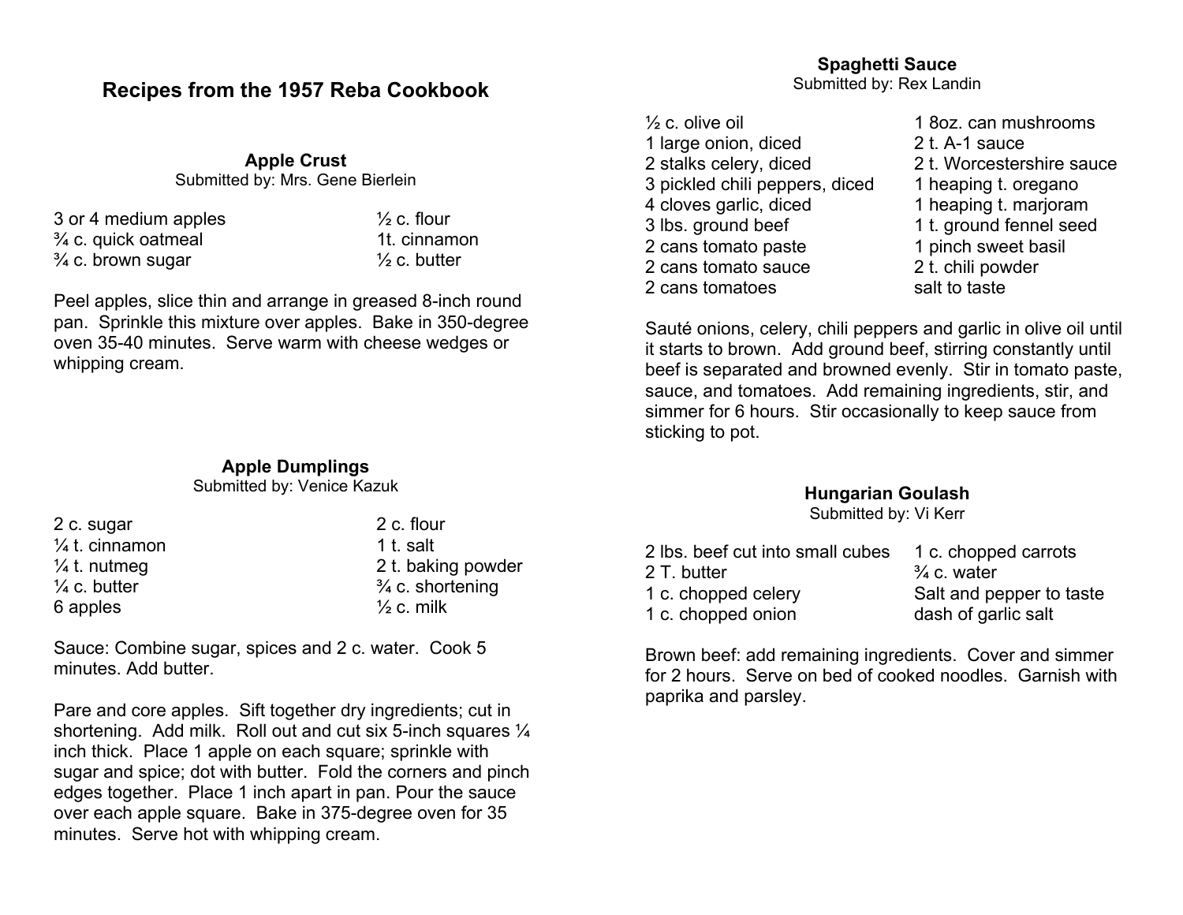# Recipes from the 1957 Reba Cookbook

## Apple Crust

Submitted by: Mrs. Gene Bierlein

- 3 or 4 medium apples
- ¾ c. quick oatmeal
- ¾ c. brown sugar
- ½ c. flour
- 1t. cinnamon
- ½ c. butter

Peel apples, slice thin and arrange in greased 8-inch round pan. Sprinkle this mixture over apples. Bake in 350-degree oven 35-40 minutes. Serve warm with cheese wedges or whipping cream.

## Apple Dumplings

Submitted by: Venice Kazuk

- 2 c. sugar
- ¼ t. cinnamon
- ¼ t. nutmeg
- ¼ c. butter
- 6 apples
- 2 c. flour
- 1 t. salt
- 2 t. baking powder
- ¾ c. shortening
- ½ c. milk

Sauce: Combine sugar, spices and 2 c. water. Cook 5 minutes. Add butter.

Pare and core apples. Sift together dry ingredients; cut in shortening. Add milk. Roll out and cut six 5-inch squares ¼ inch thick. Place 1 apple on each square; sprinkle with sugar and spice; dot with butter. Fold the corners and pinch edges together. Place 1 inch apart in pan. Pour the sauce over each apple square. Bake in 375-degree oven for 35 minutes. Serve hot with whipping cream.

## Spaghetti Sauce

Submitted by: Rex Landin

- ½ c. olive oil
- 1 large onion, diced
- 2 stalks celery, diced
- 3 pickled chili peppers, diced
- 4 cloves garlic, diced
- 3 lbs. ground beef
- 2 cans tomato paste
- 2 cans tomato sauce
- 2 cans tomatoes
- 1 8oz. can mushrooms
- 2 t. A-1 sauce
- 2 t. Worcestershire sauce
- 1 heaping t. oregano
- 1 heaping t. marjoram
- 1 t. ground fennel seed
- 1 pinch sweet basil
- 2 t. chili powder
- salt to taste

Sauté onions, celery, chili peppers and garlic in olive oil until it starts to brown. Add ground beef, stirring constantly until beef is separated and browned evenly. Stir in tomato paste, sauce, and tomatoes. Add remaining ingredients, stir, and simmer for 6 hours. Stir occasionally to keep sauce from sticking to pot.

## Hungarian Goulash

Submitted by: Vi Kerr

- 2 lbs. beef cut into small cubes
- 2 T. butter
- 1 c. chopped celery
- 1 c. chopped onion
- 1 c. chopped carrots
- ¾ c. water
- Salt and pepper to taste
- dash of garlic salt

Brown beef: add remaining ingredients. Cover and simmer for 2 hours. Serve on bed of cooked noodles. Garnish with paprika and parsley.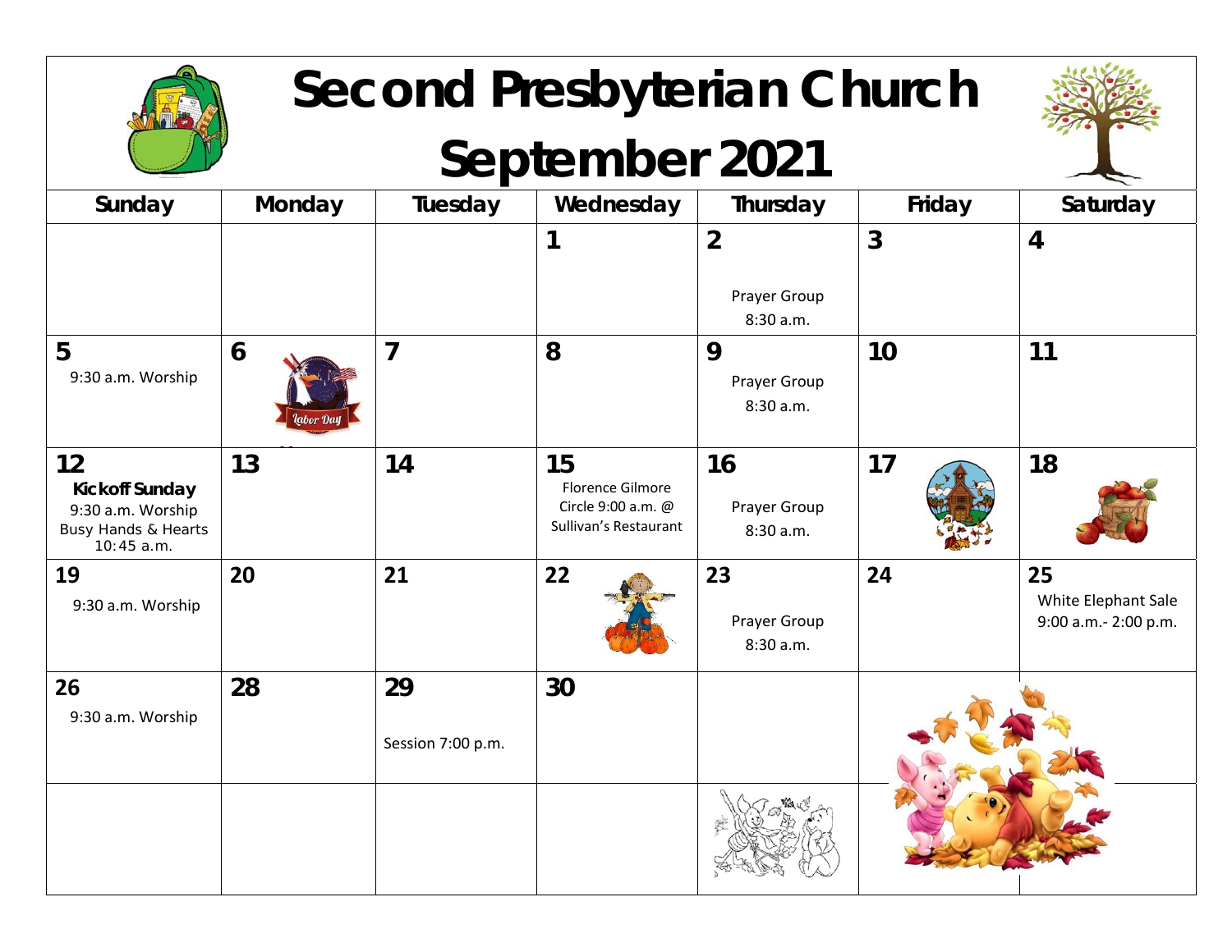# Second Presbyterian Church

# September 2021

| Sunday | Monday | Tuesday | Wednesday | Thursday | Friday | Saturday |
|---|---|---|---|---|---|---|
| | | | 1 | 2<br>Prayer Group 8:30 a.m. | 3 | 4 |
| 5<br>9:30 a.m. Worship | 6 | 7 | 8 | 9<br>Prayer Group 8:30 a.m. | 10 | 11 |
| 12<br>**Kickoff Sunday**<br>9:30 a.m. Worship<br>Busy Hands & Hearts 10:45 a.m. | 13 | 14 | 15<br>Florence Gilmore Circle 9:00 a.m. @ Sullivan's Restaurant | 16<br>Prayer Group 8:30 a.m. | 17 | 18 |
| 19<br>9:30 a.m. Worship | 20 | 21 | 22 | 23<br>Prayer Group 8:30 a.m. | 24 | 25<br>White Elephant Sale 9:00 a.m.- 2:00 p.m. |
| 26<br>9:30 a.m. Worship | 28 | 29<br>Session 7:00 p.m. | 30 | | | |
| | | | | | | |